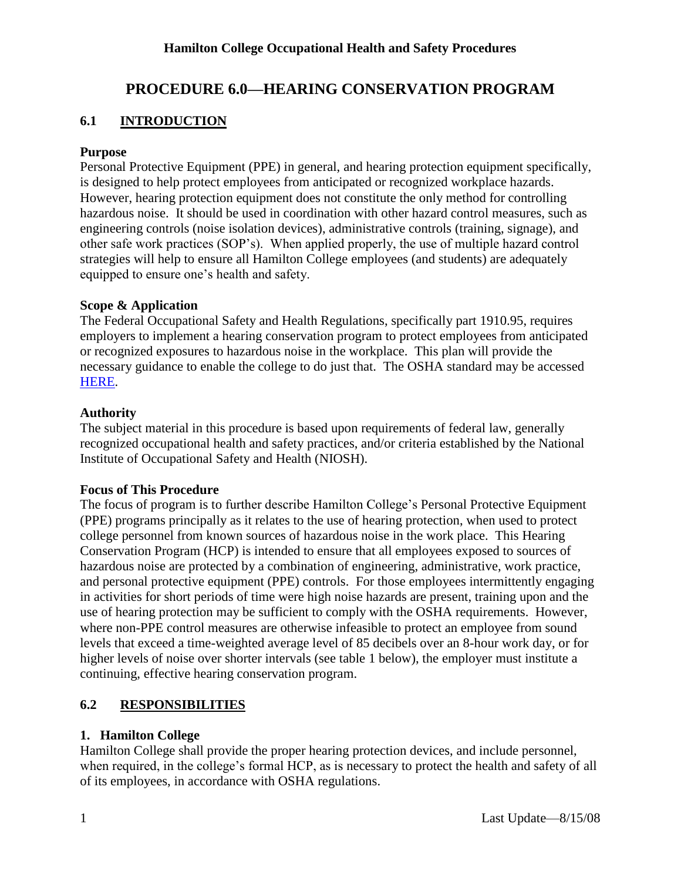# PROCEDURE 6.0—HEARING CONSERVATION PROGRAM

## 6.1 INTRODUCTION

### Purpose

Personal Protective Equipment (PPE) in general, and hearing protection equipment specifically, is designed to help protect employees from anticipated or recognized workplace hazards. However, hearing protection equipment does not constitute the only method for controlling hazardous noise. It should be used in coordination with other hazard control measures, such as engineering controls (noise isolation devices), administrative controls (training, signage), and other safe work practices (SOP's). When applied properly, the use of multiple hazard control strategies will help to ensure all Hamilton College employees (and students) are adequately equipped to ensure one's health and safety.

### Scope & Application

The Federal Occupational Safety and Health Regulations, specifically part 1910.95, requires employers to implement a hearing conservation program to protect employees from anticipated or recognized exposures to hazardous noise in the workplace. This plan will provide the necessary guidance to enable the college to do just that. The OSHA standard may be accessed HERE.

### Authority

The subject material in this procedure is based upon requirements of federal law, generally recognized occupational health and safety practices, and/or criteria established by the National Institute of Occupational Safety and Health (NIOSH).

### Focus of This Procedure

The focus of program is to further describe Hamilton College's Personal Protective Equipment (PPE) programs principally as it relates to the use of hearing protection, when used to protect college personnel from known sources of hazardous noise in the work place. This Hearing Conservation Program (HCP) is intended to ensure that all employees exposed to sources of hazardous noise are protected by a combination of engineering, administrative, work practice, and personal protective equipment (PPE) controls. For those employees intermittently engaging in activities for short periods of time were high noise hazards are present, training upon and the use of hearing protection may be sufficient to comply with the OSHA requirements. However, where non-PPE control measures are otherwise infeasible to protect an employee from sound levels that exceed a time-weighted average level of 85 decibels over an 8-hour work day, or for higher levels of noise over shorter intervals (see table 1 below), the employer must institute a continuing, effective hearing conservation program.

## 6.2 RESPONSIBILITIES

### 1. Hamilton College

Hamilton College shall provide the proper hearing protection devices, and include personnel, when required, in the college's formal HCP, as is necessary to protect the health and safety of all of its employees, in accordance with OSHA regulations.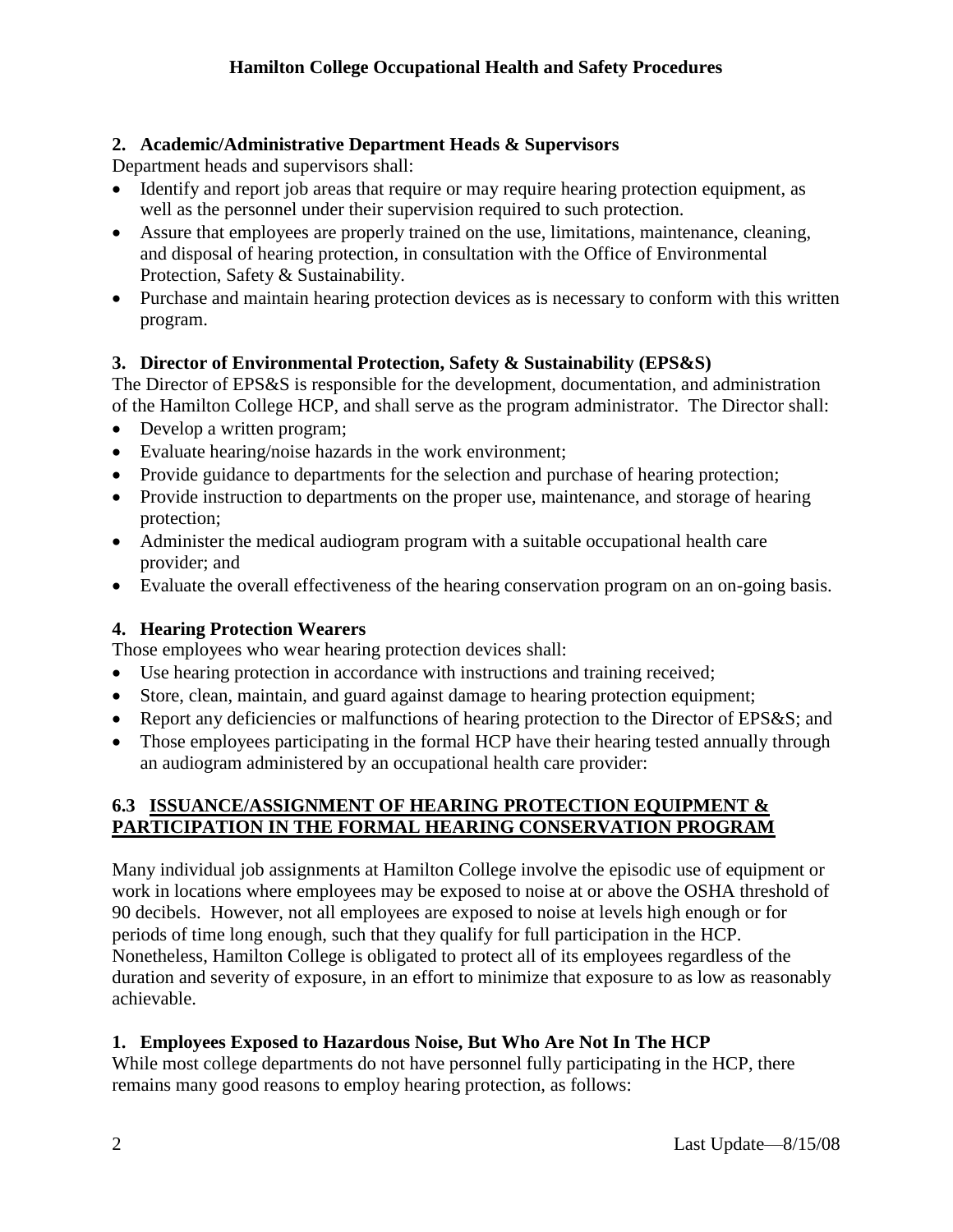### 2. Academic/Administrative Department Heads & Supervisors

Department heads and supervisors shall:

- Identify and report job areas that require or may require hearing protection equipment, as well as the personnel under their supervision required to such protection.
- Assure that employees are properly trained on the use, limitations, maintenance, cleaning, and disposal of hearing protection, in consultation with the Office of Environmental Protection, Safety & Sustainability.
- Purchase and maintain hearing protection devices as is necessary to conform with this written program.

### 3. Director of Environmental Protection, Safety & Sustainability (EPS&S)

The Director of EPS&S is responsible for the development, documentation, and administration of the Hamilton College HCP, and shall serve as the program administrator. The Director shall:

- Develop a written program;
- Evaluate hearing/noise hazards in the work environment;
- Provide guidance to departments for the selection and purchase of hearing protection;
- Provide instruction to departments on the proper use, maintenance, and storage of hearing protection;
- Administer the medical audiogram program with a suitable occupational health care provider; and
- Evaluate the overall effectiveness of the hearing conservation program on an on-going basis.

### 4. Hearing Protection Wearers

Those employees who wear hearing protection devices shall:

- Use hearing protection in accordance with instructions and training received;
- Store, clean, maintain, and guard against damage to hearing protection equipment;
- Report any deficiencies or malfunctions of hearing protection to the Director of EPS&S; and
- Those employees participating in the formal HCP have their hearing tested annually through an audiogram administered by an occupational health care provider:

## 6.3 ISSUANCE/ASSIGNMENT OF HEARING PROTECTION EQUIPMENT & PARTICIPATION IN THE FORMAL HEARING CONSERVATION PROGRAM

Many individual job assignments at Hamilton College involve the episodic use of equipment or work in locations where employees may be exposed to noise at or above the OSHA threshold of 90 decibels. However, not all employees are exposed to noise at levels high enough or for periods of time long enough, such that they qualify for full participation in the HCP. Nonetheless, Hamilton College is obligated to protect all of its employees regardless of the duration and severity of exposure, in an effort to minimize that exposure to as low as reasonably achievable.

### 1. Employees Exposed to Hazardous Noise, But Who Are Not In The HCP

While most college departments do not have personnel fully participating in the HCP, there remains many good reasons to employ hearing protection, as follows: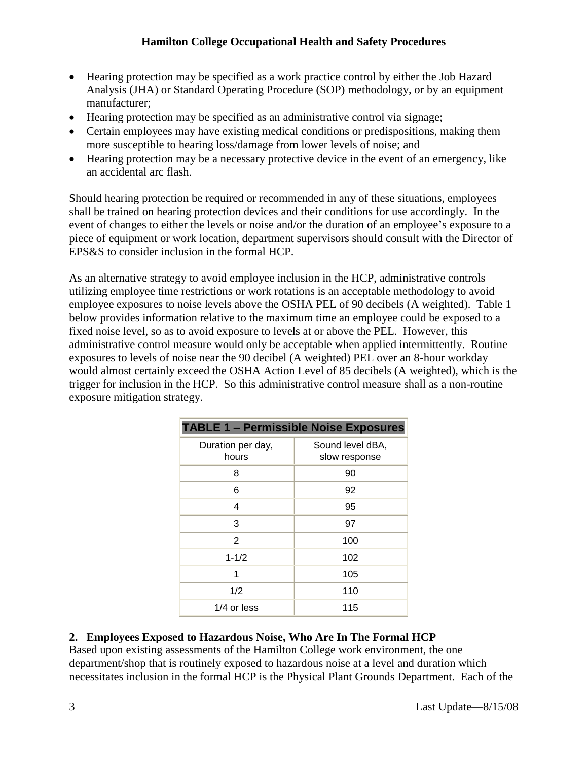- Hearing protection may be specified as a work practice control by either the Job Hazard Analysis (JHA) or Standard Operating Procedure (SOP) methodology, or by an equipment manufacturer;
- Hearing protection may be specified as an administrative control via signage;
- Certain employees may have existing medical conditions or predispositions, making them more susceptible to hearing loss/damage from lower levels of noise; and
- Hearing protection may be a necessary protective device in the event of an emergency, like an accidental arc flash.

Should hearing protection be required or recommended in any of these situations, employees shall be trained on hearing protection devices and their conditions for use accordingly. In the event of changes to either the levels or noise and/or the duration of an employee's exposure to a piece of equipment or work location, department supervisors should consult with the Director of EPS&S to consider inclusion in the formal HCP.

As an alternative strategy to avoid employee inclusion in the HCP, administrative controls utilizing employee time restrictions or work rotations is an acceptable methodology to avoid employee exposures to noise levels above the OSHA PEL of 90 decibels (A weighted). Table 1 below provides information relative to the maximum time an employee could be exposed to a fixed noise level, so as to avoid exposure to levels at or above the PEL. However, this administrative control measure would only be acceptable when applied intermittently. Routine exposures to levels of noise near the 90 decibel (A weighted) PEL over an 8-hour workday would almost certainly exceed the OSHA Action Level of 85 decibels (A weighted), which is the trigger for inclusion in the HCP. So this administrative control measure shall as a non-routine exposure mitigation strategy.

**TABLE 1 – Permissible Noise Exposures**

| Duration per day, hours | Sound level dBA, slow response |
|---|---|
| 8 | 90 |
| 6 | 92 |
| 4 | 95 |
| 3 | 97 |
| 2 | 100 |
| 1-1/2 | 102 |
| 1 | 105 |
| 1/2 | 110 |
| 1/4 or less | 115 |

## 2. Employees Exposed to Hazardous Noise, Who Are In The Formal HCP

Based upon existing assessments of the Hamilton College work environment, the one department/shop that is routinely exposed to hazardous noise at a level and duration which necessitates inclusion in the formal HCP is the Physical Plant Grounds Department. Each of the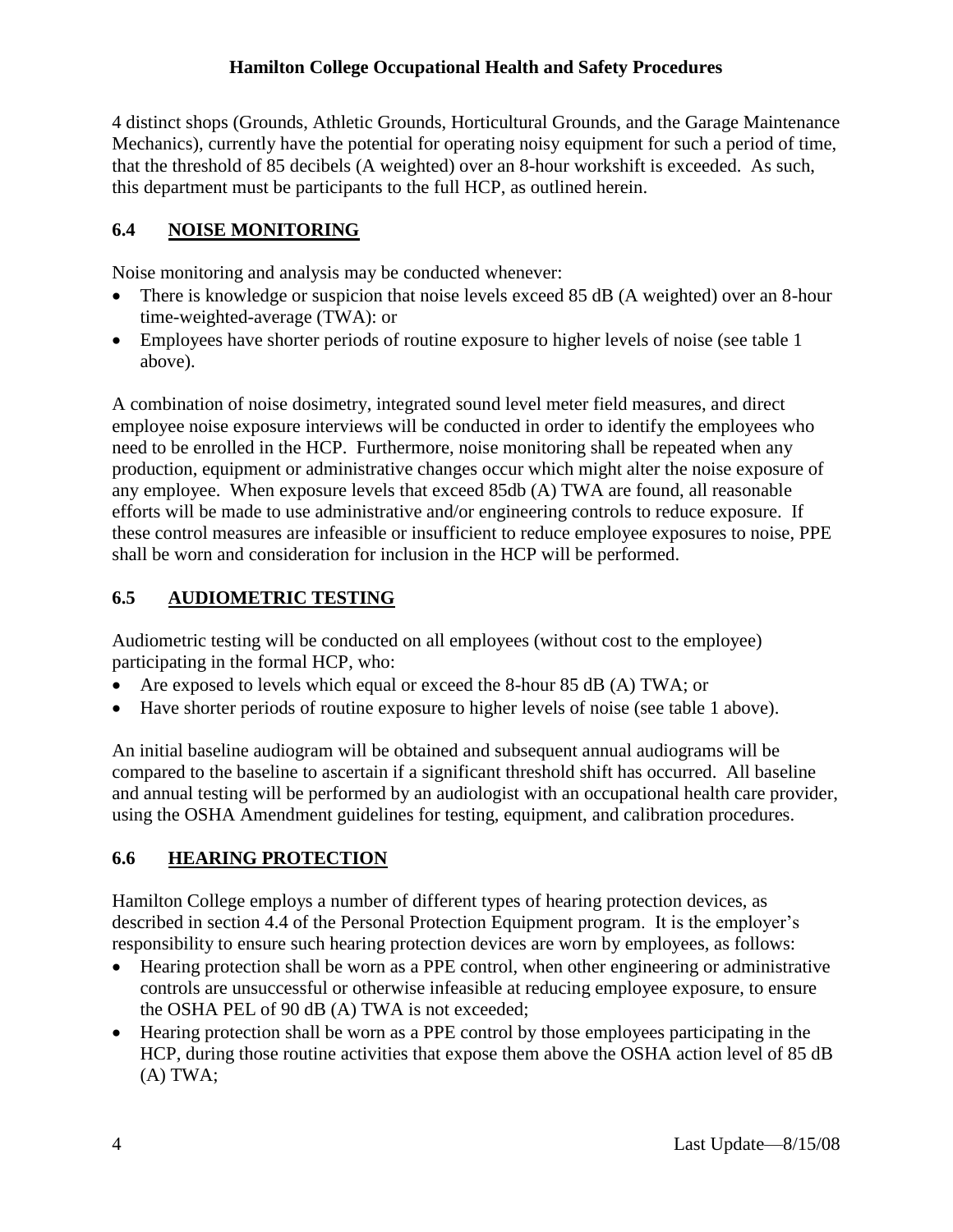4 distinct shops (Grounds, Athletic Grounds, Horticultural Grounds, and the Garage Maintenance Mechanics), currently have the potential for operating noisy equipment for such a period of time, that the threshold of 85 decibels (A weighted) over an 8-hour workshift is exceeded. As such, this department must be participants to the full HCP, as outlined herein.

## 6.4 NOISE MONITORING

Noise monitoring and analysis may be conducted whenever:

- There is knowledge or suspicion that noise levels exceed 85 dB (A weighted) over an 8-hour time-weighted-average (TWA): or
- Employees have shorter periods of routine exposure to higher levels of noise (see table 1 above).

A combination of noise dosimetry, integrated sound level meter field measures, and direct employee noise exposure interviews will be conducted in order to identify the employees who need to be enrolled in the HCP. Furthermore, noise monitoring shall be repeated when any production, equipment or administrative changes occur which might alter the noise exposure of any employee. When exposure levels that exceed 85db (A) TWA are found, all reasonable efforts will be made to use administrative and/or engineering controls to reduce exposure. If these control measures are infeasible or insufficient to reduce employee exposures to noise, PPE shall be worn and consideration for inclusion in the HCP will be performed.

## 6.5 AUDIOMETRIC TESTING

Audiometric testing will be conducted on all employees (without cost to the employee) participating in the formal HCP, who:

- Are exposed to levels which equal or exceed the 8-hour 85 dB (A) TWA; or
- Have shorter periods of routine exposure to higher levels of noise (see table 1 above).

An initial baseline audiogram will be obtained and subsequent annual audiograms will be compared to the baseline to ascertain if a significant threshold shift has occurred. All baseline and annual testing will be performed by an audiologist with an occupational health care provider, using the OSHA Amendment guidelines for testing, equipment, and calibration procedures.

## 6.6 HEARING PROTECTION

Hamilton College employs a number of different types of hearing protection devices, as described in section 4.4 of the Personal Protection Equipment program. It is the employer's responsibility to ensure such hearing protection devices are worn by employees, as follows:

- Hearing protection shall be worn as a PPE control, when other engineering or administrative controls are unsuccessful or otherwise infeasible at reducing employee exposure, to ensure the OSHA PEL of 90 dB (A) TWA is not exceeded;
- Hearing protection shall be worn as a PPE control by those employees participating in the HCP, during those routine activities that expose them above the OSHA action level of 85 dB (A) TWA;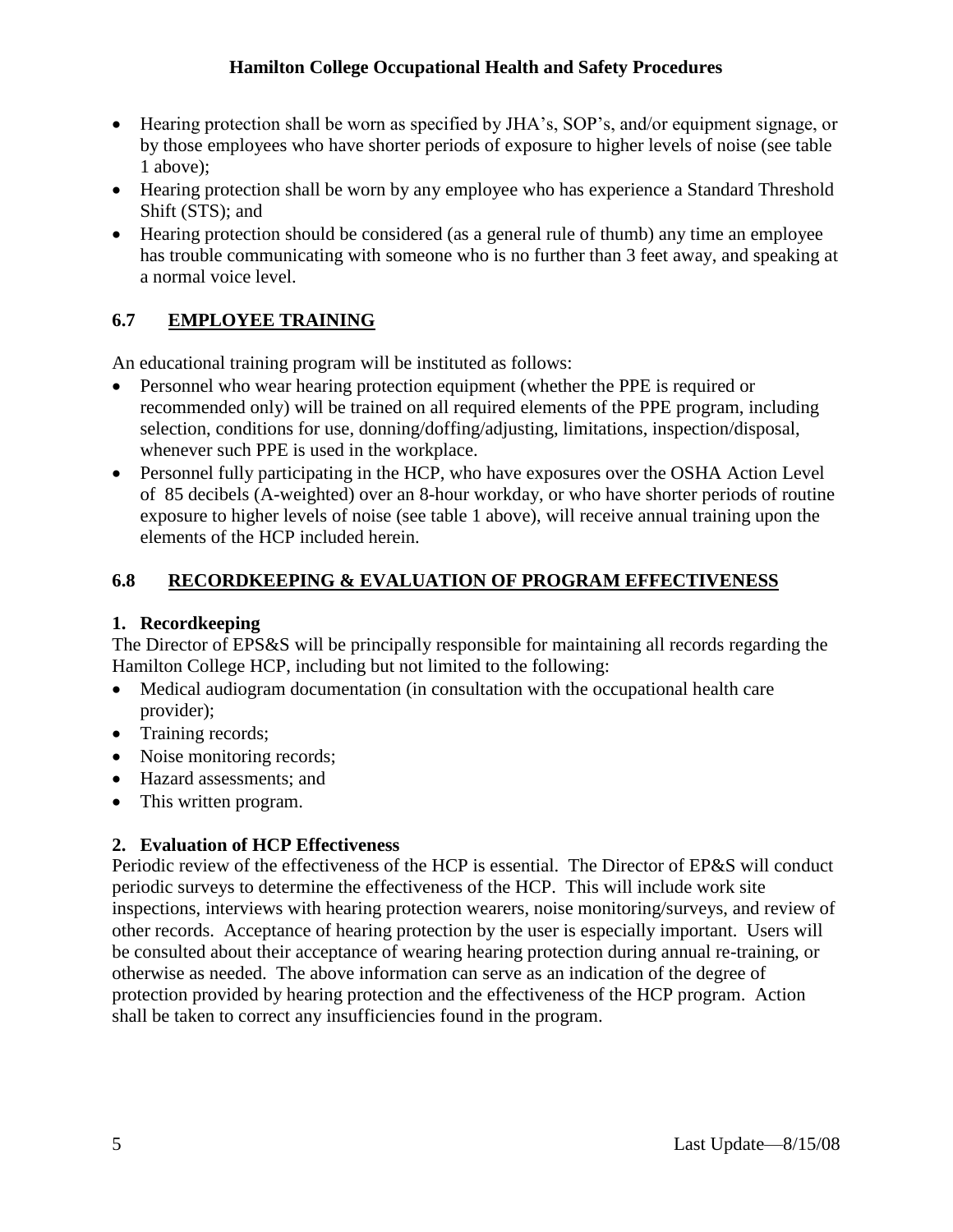- Hearing protection shall be worn as specified by JHA's, SOP's, and/or equipment signage, or by those employees who have shorter periods of exposure to higher levels of noise (see table 1 above);
- Hearing protection shall be worn by any employee who has experience a Standard Threshold Shift (STS); and
- Hearing protection should be considered (as a general rule of thumb) any time an employee has trouble communicating with someone who is no further than 3 feet away, and speaking at a normal voice level.

## 6.7 EMPLOYEE TRAINING

An educational training program will be instituted as follows:

- Personnel who wear hearing protection equipment (whether the PPE is required or recommended only) will be trained on all required elements of the PPE program, including selection, conditions for use, donning/doffing/adjusting, limitations, inspection/disposal, whenever such PPE is used in the workplace.
- Personnel fully participating in the HCP, who have exposures over the OSHA Action Level of 85 decibels (A-weighted) over an 8-hour workday, or who have shorter periods of routine exposure to higher levels of noise (see table 1 above), will receive annual training upon the elements of the HCP included herein.

## 6.8 RECORDKEEPING & EVALUATION OF PROGRAM EFFECTIVENESS

### 1. Recordkeeping

The Director of EPS&S will be principally responsible for maintaining all records regarding the Hamilton College HCP, including but not limited to the following:

- Medical audiogram documentation (in consultation with the occupational health care provider);
- Training records;
- Noise monitoring records;
- Hazard assessments; and
- This written program.

### 2. Evaluation of HCP Effectiveness

Periodic review of the effectiveness of the HCP is essential. The Director of EP&S will conduct periodic surveys to determine the effectiveness of the HCP. This will include work site inspections, interviews with hearing protection wearers, noise monitoring/surveys, and review of other records. Acceptance of hearing protection by the user is especially important. Users will be consulted about their acceptance of wearing hearing protection during annual re-training, or otherwise as needed. The above information can serve as an indication of the degree of protection provided by hearing protection and the effectiveness of the HCP program. Action shall be taken to correct any insufficiencies found in the program.